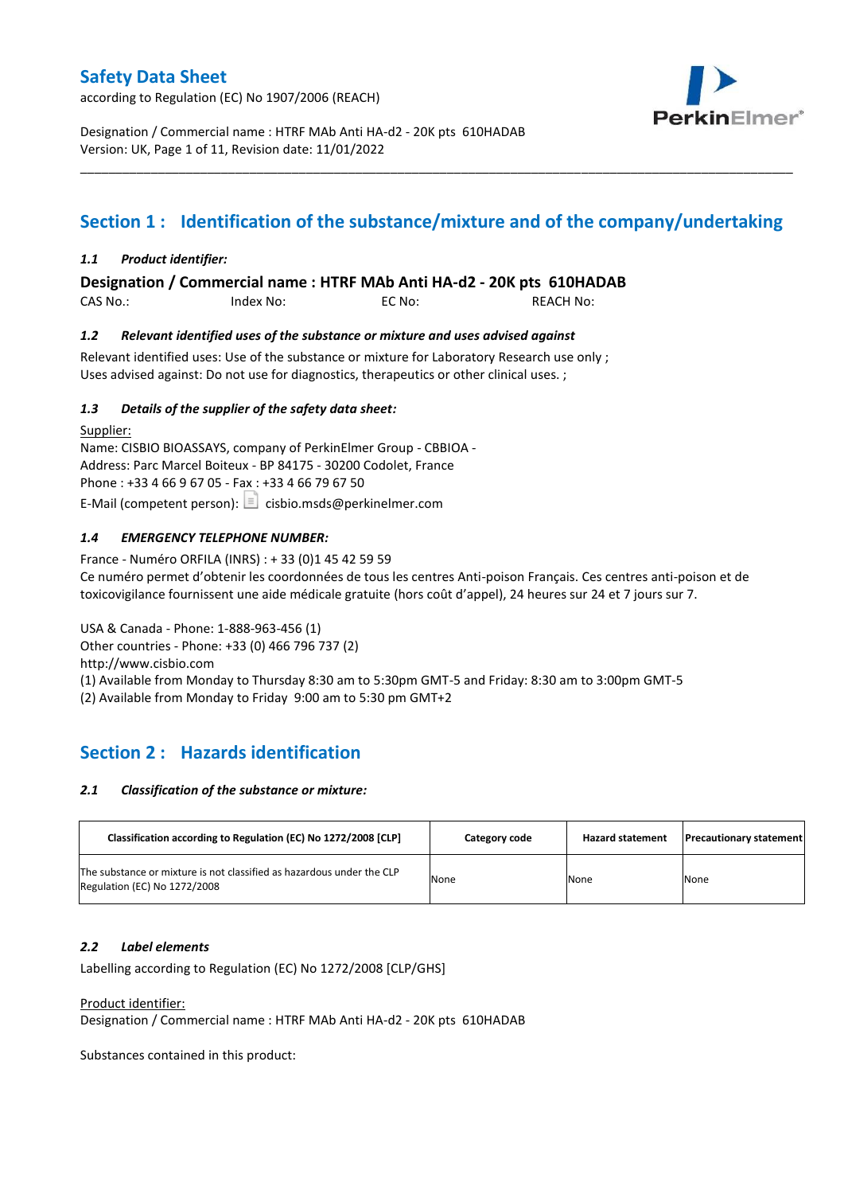# Safety Data Sheet

according to Regulation (EC) No 1907/2006 (REACH)

Designation / Commercial name : HTRF MAb Anti HA-d2 - 20K pts 610HADAB
Version: UK, Page 1 of 11, Revision date: 11/01/2022

## Section 1 : Identification of the substance/mixture and of the company/undertaking

### *1.1 Product identifier:*

**Designation / Commercial name : HTRF MAb Anti HA-d2 - 20K pts 610HADAB**

CAS No.: Index No: EC No: REACH No:

### *1.2 Relevant identified uses of the substance or mixture and uses advised against*

Relevant identified uses: Use of the substance or mixture for Laboratory Research use only ;
Uses advised against: Do not use for diagnostics, therapeutics or other clinical uses. ;

### *1.3 Details of the supplier of the safety data sheet:*

Supplier:
Name: CISBIO BIOASSAYS, company of PerkinElmer Group - CBBIOA -
Address: Parc Marcel Boiteux - BP 84175 - 30200 Codolet, France
Phone : +33 4 66 9 67 05 - Fax : +33 4 66 79 67 50
E-Mail (competent person): cisbio.msds@perkinelmer.com

### *1.4 EMERGENCY TELEPHONE NUMBER:*

France - Numéro ORFILA (INRS) : + 33 (0)1 45 42 59 59
Ce numéro permet d'obtenir les coordonnées de tous les centres Anti-poison Français. Ces centres anti-poison et de toxicovigilance fournissent une aide médicale gratuite (hors coût d'appel), 24 heures sur 24 et 7 jours sur 7.

USA & Canada - Phone: 1-888-963-456 (1)
Other countries - Phone: +33 (0) 466 796 737 (2)
http://www.cisbio.com
(1) Available from Monday to Thursday 8:30 am to 5:30pm GMT-5 and Friday: 8:30 am to 3:00pm GMT-5
(2) Available from Monday to Friday 9:00 am to 5:30 pm GMT+2

## Section 2 : Hazards identification

### *2.1 Classification of the substance or mixture:*

| Classification according to Regulation (EC) No 1272/2008 [CLP] | Category code | Hazard statement | Precautionary statement |
|---|---|---|---|
| The substance or mixture is not classified as hazardous under the CLP Regulation (EC) No 1272/2008 | None | None | None |

### *2.2 Label elements*

Labelling according to Regulation (EC) No 1272/2008 [CLP/GHS]

Product identifier:
Designation / Commercial name : HTRF MAb Anti HA-d2 - 20K pts 610HADAB

Substances contained in this product: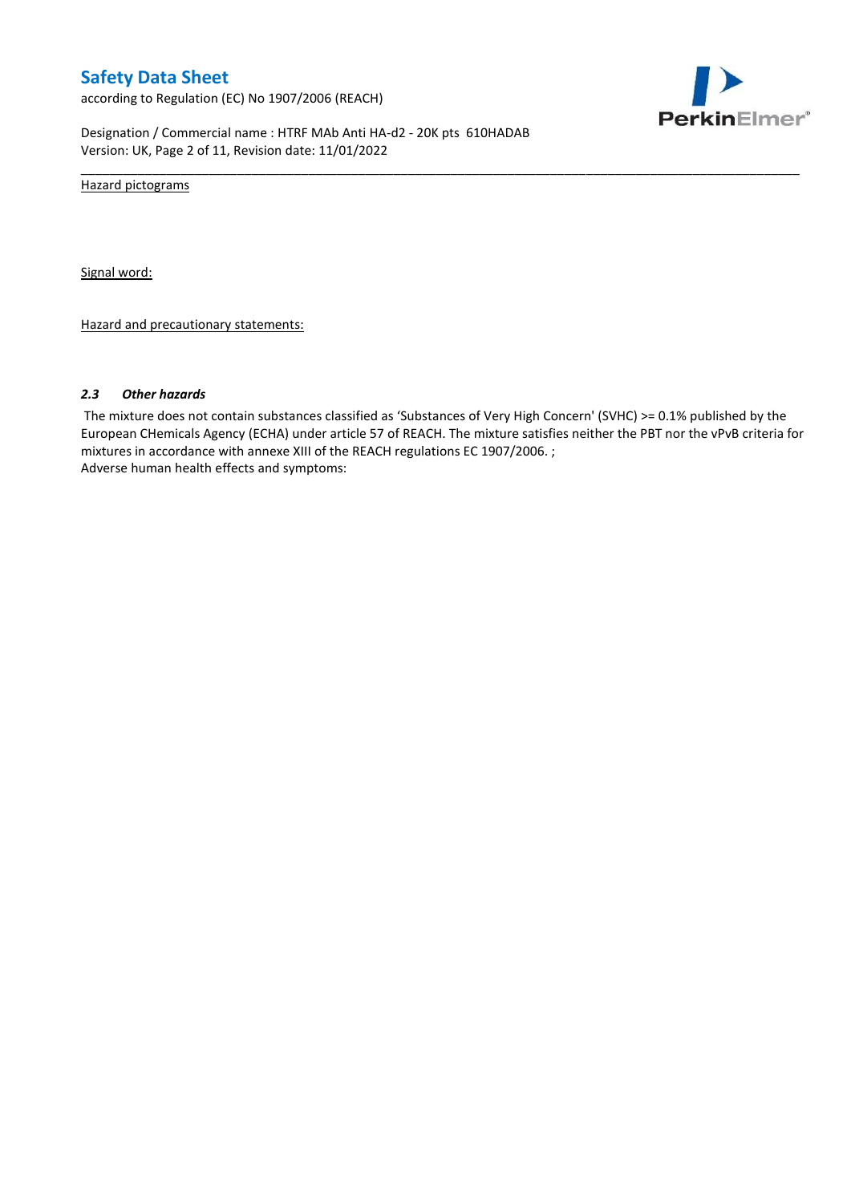Hazard pictograms

Signal word:

Hazard and precautionary statements:

### *2.3 Other hazards*

The mixture does not contain substances classified as 'Substances of Very High Concern' (SVHC) >= 0.1% published by the European CHemicals Agency (ECHA) under article 57 of REACH. The mixture satisfies neither the PBT nor the vPvB criteria for mixtures in accordance with annexe XIII of the REACH regulations EC 1907/2006. ;
Adverse human health effects and symptoms: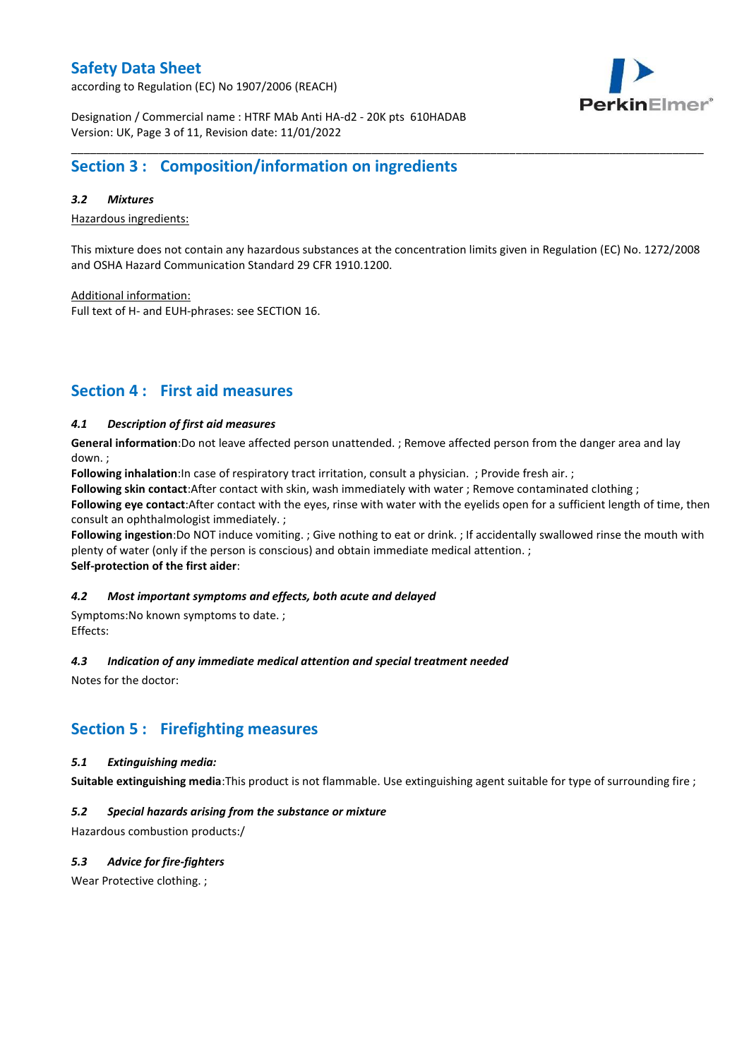## Section 3 : Composition/information on ingredients

### *3.2 Mixtures*

Hazardous ingredients:

This mixture does not contain any hazardous substances at the concentration limits given in Regulation (EC) No. 1272/2008 and OSHA Hazard Communication Standard 29 CFR 1910.1200.

Additional information:
Full text of H- and EUH-phrases: see SECTION 16.

## Section 4 : First aid measures

### *4.1 Description of first aid measures*

**General information**:Do not leave affected person unattended. ; Remove affected person from the danger area and lay down. ;
**Following inhalation**:In case of respiratory tract irritation, consult a physician. ; Provide fresh air. ;
**Following skin contact**:After contact with skin, wash immediately with water ; Remove contaminated clothing ;
**Following eye contact**:After contact with the eyes, rinse with water with the eyelids open for a sufficient length of time, then consult an ophthalmologist immediately. ;
**Following ingestion**:Do NOT induce vomiting. ; Give nothing to eat or drink. ; If accidentally swallowed rinse the mouth with plenty of water (only if the person is conscious) and obtain immediate medical attention. ;
**Self-protection of the first aider**:

### *4.2 Most important symptoms and effects, both acute and delayed*

Symptoms:No known symptoms to date. ;
Effects:

### *4.3 Indication of any immediate medical attention and special treatment needed*

Notes for the doctor:

## Section 5 : Firefighting measures

### *5.1 Extinguishing media:*

**Suitable extinguishing media**:This product is not flammable. Use extinguishing agent suitable for type of surrounding fire ;

### *5.2 Special hazards arising from the substance or mixture*

Hazardous combustion products:/

### *5.3 Advice for fire-fighters*

Wear Protective clothing. ;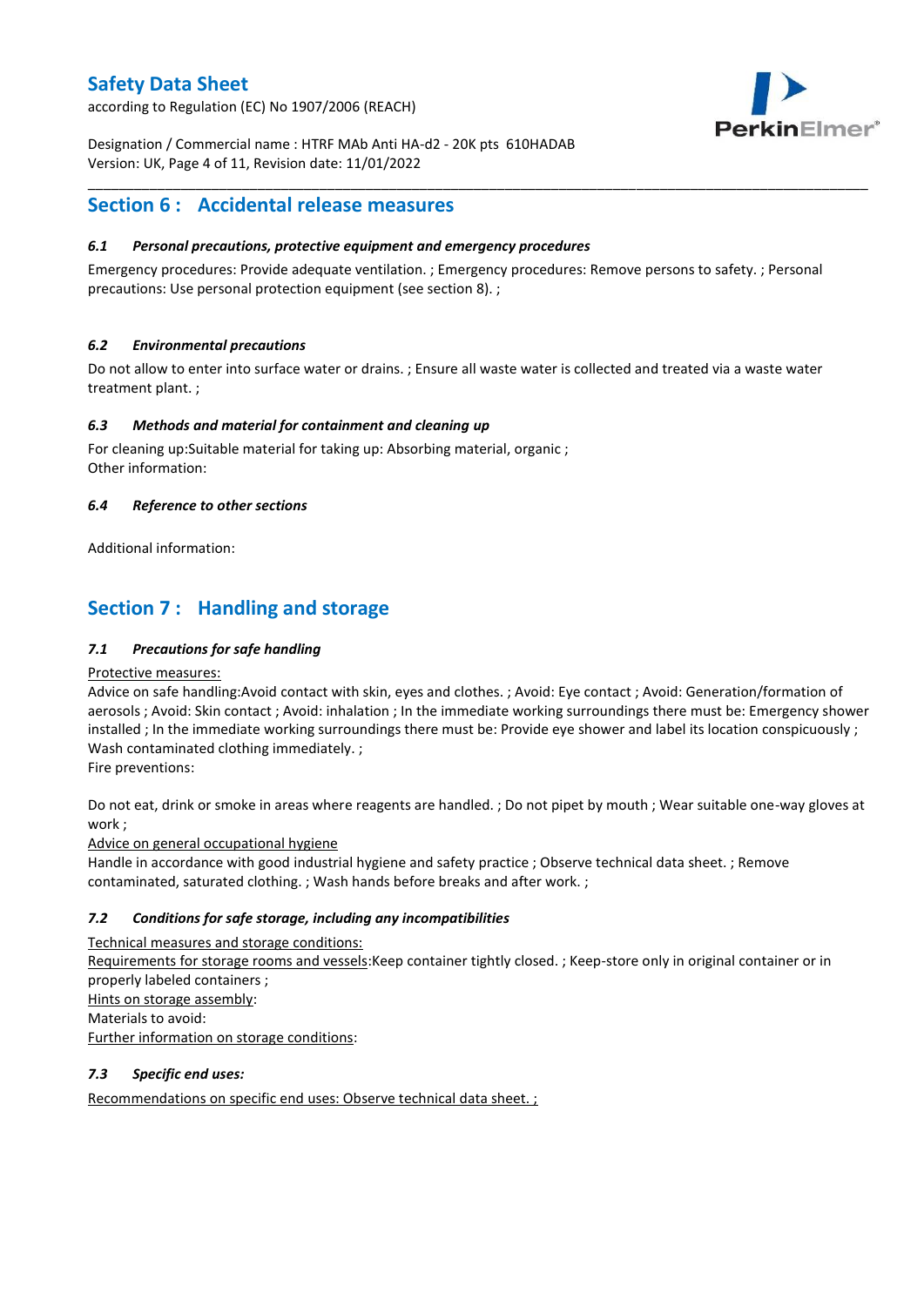## Section 6 : Accidental release measures

#### *6.1 Personal precautions, protective equipment and emergency procedures*

Emergency procedures: Provide adequate ventilation. ; Emergency procedures: Remove persons to safety. ; Personal precautions: Use personal protection equipment (see section 8). ;

#### *6.2 Environmental precautions*

Do not allow to enter into surface water or drains. ; Ensure all waste water is collected and treated via a waste water treatment plant. ;

#### *6.3 Methods and material for containment and cleaning up*

For cleaning up:Suitable material for taking up: Absorbing material, organic ;
Other information:

#### *6.4 Reference to other sections*

Additional information:

## Section 7 : Handling and storage

#### *7.1 Precautions for safe handling*

Protective measures:
Advice on safe handling:Avoid contact with skin, eyes and clothes. ; Avoid: Eye contact ; Avoid: Generation/formation of aerosols ; Avoid: Skin contact ; Avoid: inhalation ; In the immediate working surroundings there must be: Emergency shower installed ; In the immediate working surroundings there must be: Provide eye shower and label its location conspicuously ; Wash contaminated clothing immediately. ;
Fire preventions:

Do not eat, drink or smoke in areas where reagents are handled. ; Do not pipet by mouth ; Wear suitable one-way gloves at work ;
Advice on general occupational hygiene
Handle in accordance with good industrial hygiene and safety practice ; Observe technical data sheet. ; Remove contaminated, saturated clothing. ; Wash hands before breaks and after work. ;

#### *7.2 Conditions for safe storage, including any incompatibilities*

Technical measures and storage conditions:
Requirements for storage rooms and vessels:Keep container tightly closed. ; Keep-store only in original container or in properly labeled containers ;
Hints on storage assembly:
Materials to avoid:
Further information on storage conditions:

#### *7.3 Specific end uses:*

Recommendations on specific end uses: Observe technical data sheet. ;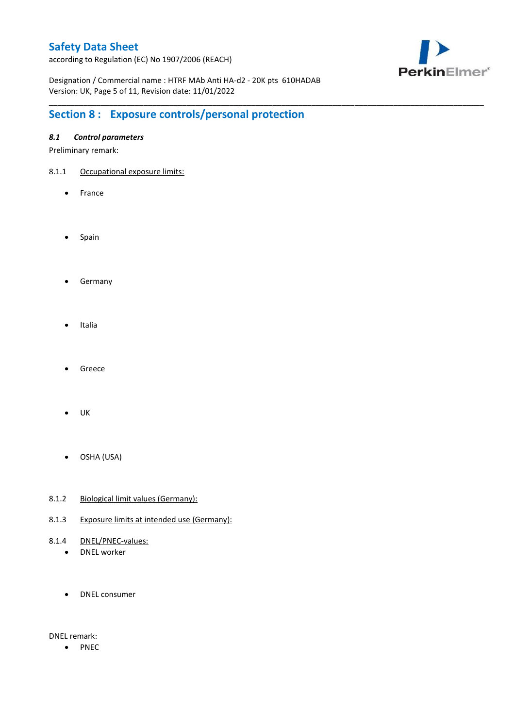## Section 8 : Exposure controls/personal protection

### *8.1 Control parameters*

Preliminary remark:

8.1.1 Occupational exposure limits:

- France

- Spain

- Germany

- Italia

- Greece

- UK

- OSHA (USA)

8.1.2 Biological limit values (Germany):

8.1.3 Exposure limits at intended use (Germany):

8.1.4 DNEL/PNEC-values:

- DNEL worker

- DNEL consumer

DNEL remark:

- PNEC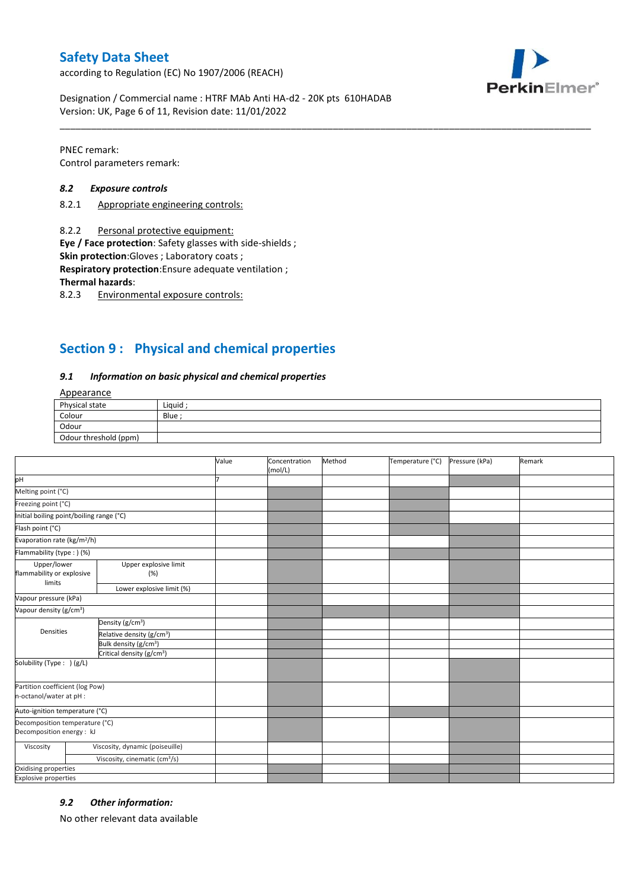PNEC remark:
Control parameters remark:

### 8.2 Exposure controls

8.2.1 Appropriate engineering controls:

8.2.2 Personal protective equipment:
**Eye / Face protection**: Safety glasses with side-shields ;
**Skin protection**:Gloves ; Laboratory coats ;
**Respiratory protection**:Ensure adequate ventilation ;
**Thermal hazards**:
8.2.3 Environmental exposure controls:

## Section 9 : Physical and chemical properties

### 9.1 Information on basic physical and chemical properties

Appearance

| | |
|---|---|
| Physical state | Liquid ; |
| Colour | Blue ; |
| Odour | |
| Odour threshold (ppm) | |

| | | Value | Concentration (mol/L) | Method | Temperature (°C) | Pressure (kPa) | Remark |
|---|---|---|---|---|---|---|---|
| pH | | 7 | | | | | |
| Melting point (°C) | | | | | | | |
| Freezing point (°C) | | | | | | | |
| Initial boiling point/boiling range (°C) | | | | | | | |
| Flash point (°C) | | | | | | | |
| Evaporation rate ($kg/m^2/h$) | | | | | | | |
| Flammability (type : ) (%) | | | | | | | |
| Upper/lower flammability or explosive limits | Upper explosive limit (%) | | | | | | |
| | Lower explosive limit (%) | | | | | | |
| Vapour pressure (kPa) | | | | | | | |
| Vapour density ($g/cm^3$) | | | | | | | |
| Densities | Density ($g/cm^3$) | | | | | | |
| | Relative density ($g/cm^3$) | | | | | | |
| | Bulk density ($g/cm^3$) | | | | | | |
| | Critical density ($g/cm^3$) | | | | | | |
| Solubility (Type : ) (g/L) | | | | | | | |
| Partition coefficient (log Pow) n-octanol/water at pH : | | | | | | | |
| Auto-ignition temperature (°C) | | | | | | | |
| Decomposition temperature (°C) Decomposition energy : kJ | | | | | | | |
| Viscosity | Viscosity, dynamic (poiseuille) | | | | | | |
| | Viscosity, cinematic ($cm^3/s$) | | | | | | |
| Oxidising properties | | | | | | | |
| Explosive properties | | | | | | | |

### 9.2 Other information:

No other relevant data available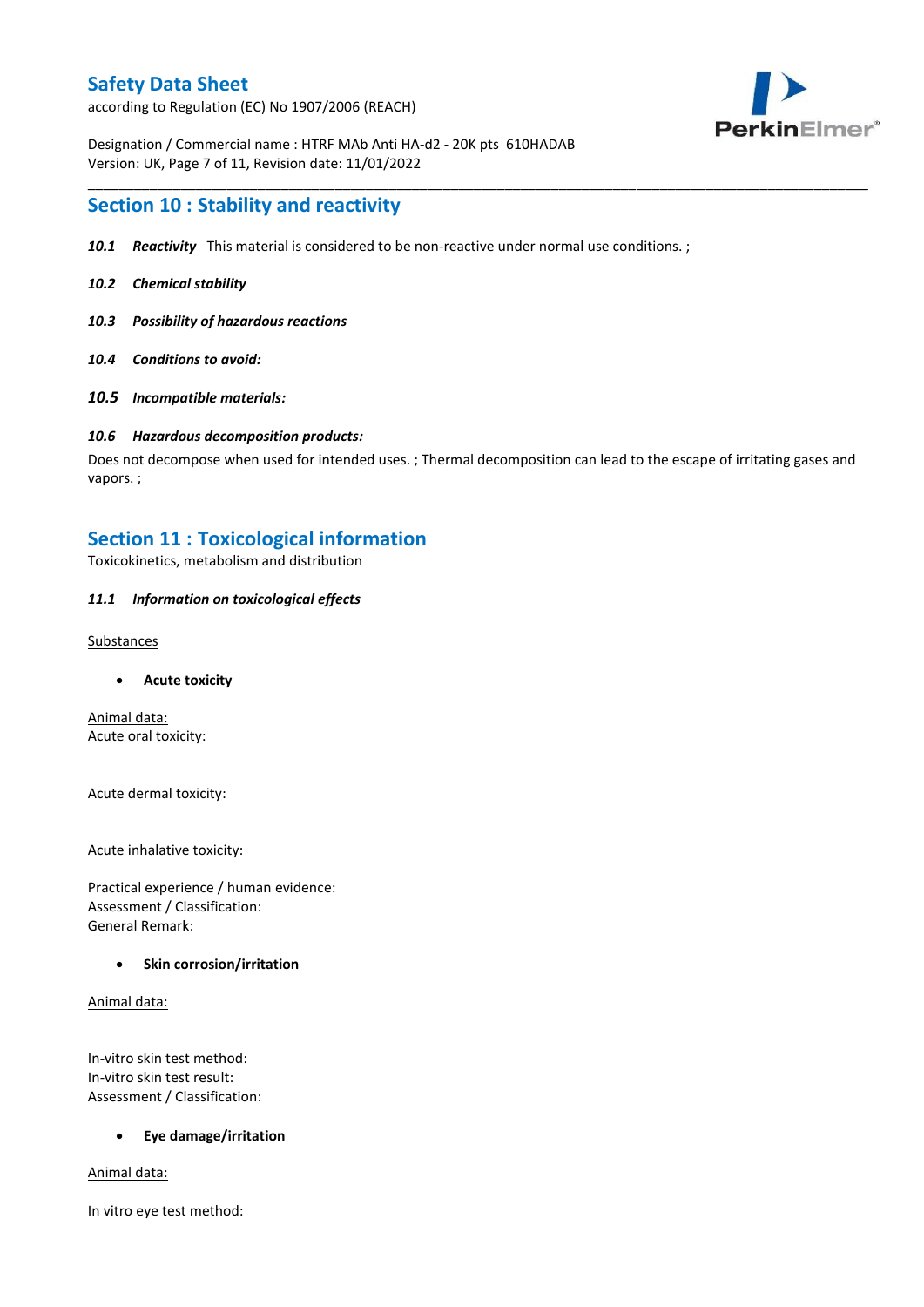## Section 10 : Stability and reactivity

***10.1 Reactivity*** This material is considered to be non-reactive under normal use conditions. ;

***10.2 Chemical stability***

***10.3 Possibility of hazardous reactions***

***10.4 Conditions to avoid:***

***10.5 Incompatible materials:***

***10.6 Hazardous decomposition products:***

Does not decompose when used for intended uses. ; Thermal decomposition can lead to the escape of irritating gases and vapors. ;

## Section 11 : Toxicological information

Toxicokinetics, metabolism and distribution

***11.1 Information on toxicological effects***

Substances

- **Acute toxicity**

Animal data:
Acute oral toxicity:

Acute dermal toxicity:

Acute inhalative toxicity:

Practical experience / human evidence:
Assessment / Classification:
General Remark:

- **Skin corrosion/irritation**

Animal data:

In-vitro skin test method:
In-vitro skin test result:
Assessment / Classification:

- **Eye damage/irritation**

Animal data:

In vitro eye test method: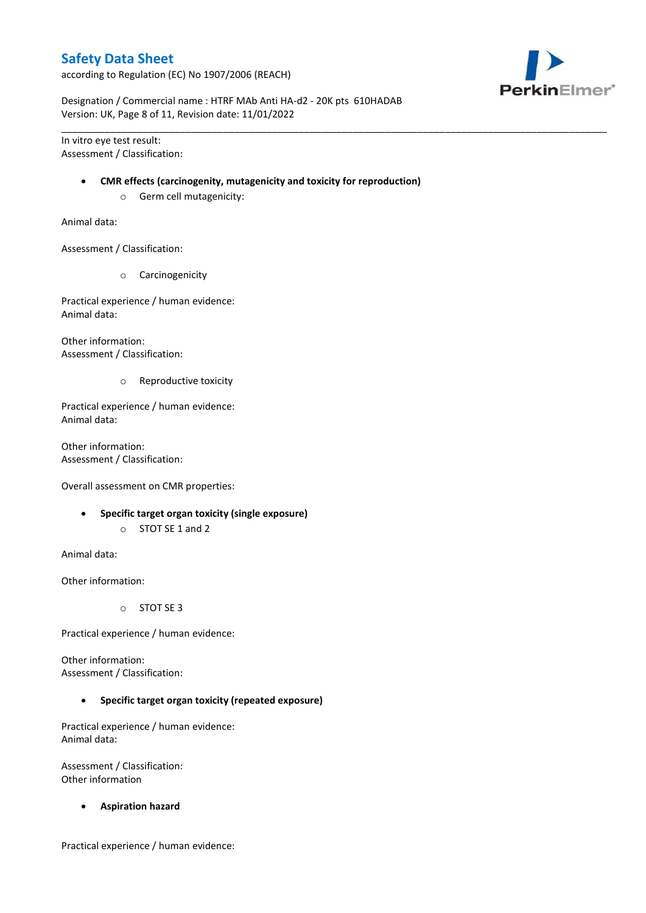In vitro eye test result:
Assessment / Classification:

- **CMR effects (carcinogenity, mutagenicity and toxicity for reproduction)**
    - Germ cell mutagenicity:

Animal data:

Assessment / Classification:

- Carcinogenicity

Practical experience / human evidence:
Animal data:

Other information:
Assessment / Classification:

- Reproductive toxicity

Practical experience / human evidence:
Animal data:

Other information:
Assessment / Classification:

Overall assessment on CMR properties:

- **Specific target organ toxicity (single exposure)**
    - STOT SE 1 and 2

Animal data:

Other information:

- STOT SE 3

Practical experience / human evidence:

Other information:
Assessment / Classification:

- **Specific target organ toxicity (repeated exposure)**

Practical experience / human evidence:
Animal data:

Assessment / Classification:
Other information

- **Aspiration hazard**

Practical experience / human evidence: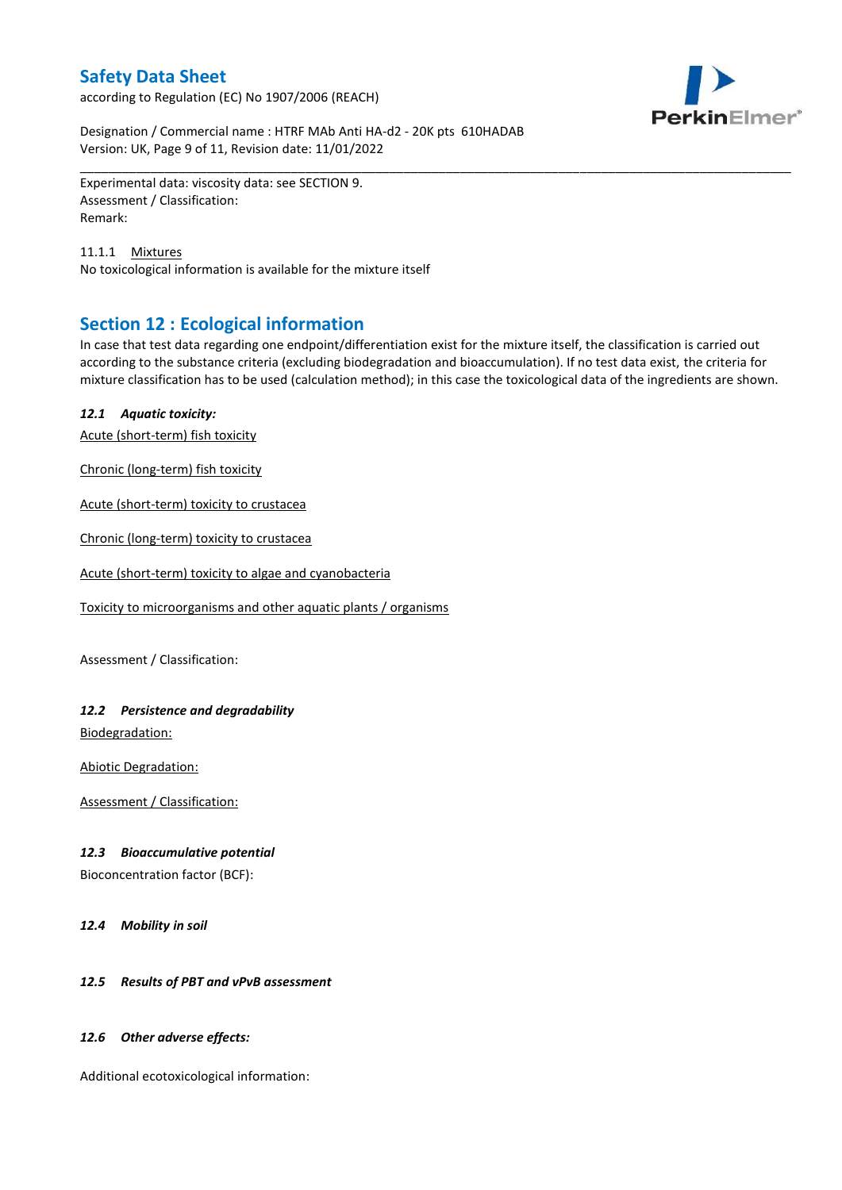Experimental data: viscosity data: see SECTION 9.
Assessment / Classification:
Remark:

11.1.1 Mixtures

No toxicological information is available for the mixture itself

## Section 12 : Ecological information

In case that test data regarding one endpoint/differentiation exist for the mixture itself, the classification is carried out according to the substance criteria (excluding biodegradation and bioaccumulation). If no test data exist, the criteria for mixture classification has to be used (calculation method); in this case the toxicological data of the ingredients are shown.

### *12.1 Aquatic toxicity:*

Acute (short-term) fish toxicity

Chronic (long-term) fish toxicity

Acute (short-term) toxicity to crustacea

Chronic (long-term) toxicity to crustacea

Acute (short-term) toxicity to algae and cyanobacteria

Toxicity to microorganisms and other aquatic plants / organisms

Assessment / Classification:

### *12.2 Persistence and degradability*

Biodegradation:

Abiotic Degradation:

Assessment / Classification:

### *12.3 Bioaccumulative potential*

Bioconcentration factor (BCF):

### *12.4 Mobility in soil*

### *12.5 Results of PBT and vPvB assessment*

### *12.6 Other adverse effects:*

Additional ecotoxicological information: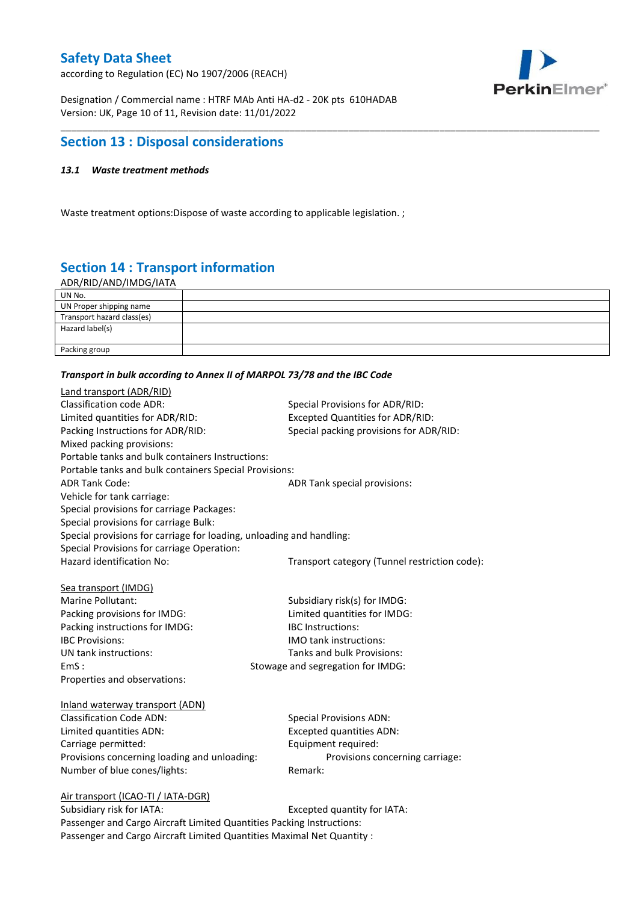## Section 13 : Disposal considerations

***13.1 Waste treatment methods***

Waste treatment options:Dispose of waste according to applicable legislation. ;

## Section 14 : Transport information

ADR/RID/AND/IMDG/IATA

| UN No. | |
|---|---|
| UN Proper shipping name | |
| Transport hazard class(es) | |
| Hazard label(s) | |
| Packing group | |

***Transport in bulk according to Annex II of MARPOL 73/78 and the IBC Code***

Land transport (ADR/RID)

Classification code ADR:
Special Provisions for ADR/RID:
Limited quantities for ADR/RID:
Excepted Quantities for ADR/RID:
Packing Instructions for ADR/RID:
Special packing provisions for ADR/RID:
Mixed packing provisions:
Portable tanks and bulk containers Instructions:
Portable tanks and bulk containers Special Provisions:
ADR Tank Code:
ADR Tank special provisions:
Vehicle for tank carriage:
Special provisions for carriage Packages:
Special provisions for carriage Bulk:
Special provisions for carriage for loading, unloading and handling:
Special Provisions for carriage Operation:
Hazard identification No:
Transport category (Tunnel restriction code):

Sea transport (IMDG)

Marine Pollutant:
Subsidiary risk(s) for IMDG:
Packing provisions for IMDG:
Limited quantities for IMDG:
Packing instructions for IMDG:
IBC Instructions:
IBC Provisions:
IMO tank instructions:
UN tank instructions:
Tanks and bulk Provisions:
EmS :
Stowage and segregation for IMDG:
Properties and observations:

Inland waterway transport (ADN)

Classification Code ADN:
Special Provisions ADN:
Limited quantities ADN:
Excepted quantities ADN:
Carriage permitted:
Equipment required:
Provisions concerning loading and unloading:
Provisions concerning carriage:
Number of blue cones/lights:
Remark:

Air transport (ICAO-TI / IATA-DGR)

Subsidiary risk for IATA:
Excepted quantity for IATA:
Passenger and Cargo Aircraft Limited Quantities Packing Instructions:
Passenger and Cargo Aircraft Limited Quantities Maximal Net Quantity :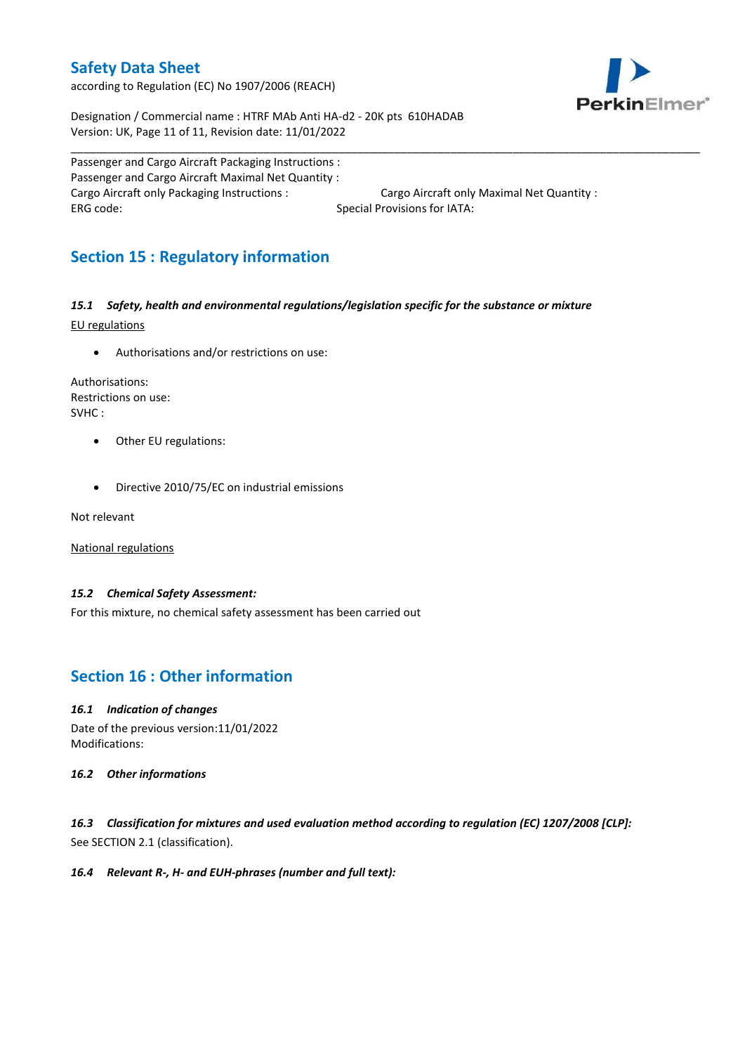Passenger and Cargo Aircraft Packaging Instructions :
Passenger and Cargo Aircraft Maximal Net Quantity :
Cargo Aircraft only Packaging Instructions : Cargo Aircraft only Maximal Net Quantity :
ERG code: Special Provisions for IATA:

## Section 15 : Regulatory information

### *15.1 Safety, health and environmental regulations/legislation specific for the substance or mixture*

EU regulations

- Authorisations and/or restrictions on use:

Authorisations:
Restrictions on use:
SVHC :

- Other EU regulations:

- Directive 2010/75/EC on industrial emissions

Not relevant

National regulations

### *15.2 Chemical Safety Assessment:*

For this mixture, no chemical safety assessment has been carried out

## Section 16 : Other information

### *16.1 Indication of changes*

Date of the previous version:11/01/2022
Modifications:

### *16.2 Other informations*

### *16.3 Classification for mixtures and used evaluation method according to regulation (EC) 1207/2008 [CLP]:*

See SECTION 2.1 (classification).

### *16.4 Relevant R-, H- and EUH-phrases (number and full text):*